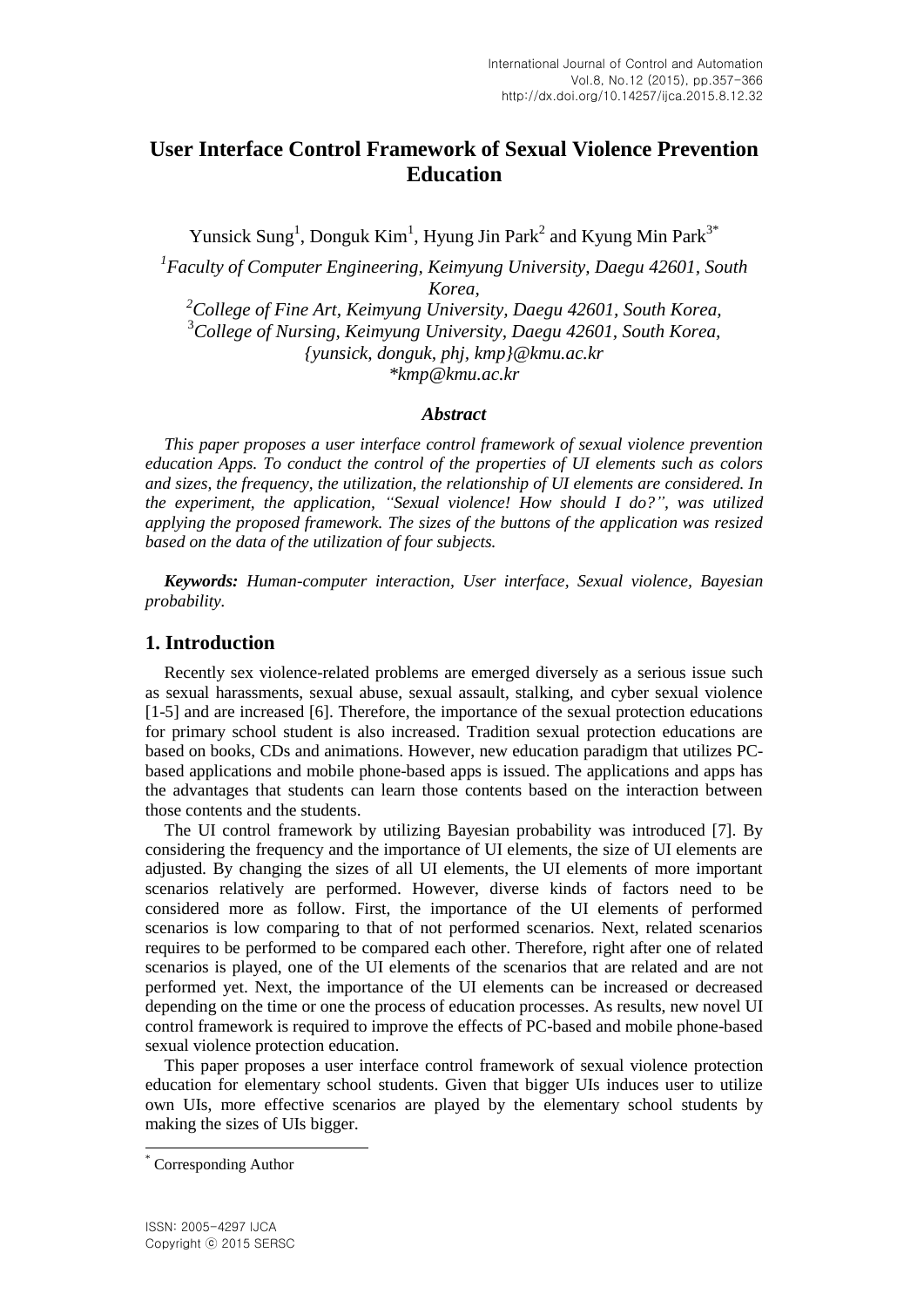# User Interface Control Framework of Sexual Violence Prevention Education

Yunsick Sung[1], Donguk Kim[1], Hyung Jin Park[2] and Kyung Min Park[3*]

[1]*Faculty of Computer Engineering, Keimyung University, Daegu 42601, South Korea,*
[2]*College of Fine Art, Keimyung University, Daegu 42601, South Korea,*
[3]*College of Nursing, Keimyung University, Daegu 42601, South Korea,*
*{yunsick, donguk, phj, kmp}@kmu.ac.kr*
*\*kmp@kmu.ac.kr*

### *Abstract*

*This paper proposes a user interface control framework of sexual violence prevention education Apps. To conduct the control of the properties of UI elements such as colors and sizes, the frequency, the utilization, the relationship of UI elements are considered. In the experiment, the application, "Sexual violence! How should I do?", was utilized applying the proposed framework. The sizes of the buttons of the application was resized based on the data of the utilization of four subjects.*

***Keywords:*** *Human-computer interaction, User interface, Sexual violence, Bayesian probability.*

## 1. Introduction

Recently sex violence-related problems are emerged diversely as a serious issue such as sexual harassments, sexual abuse, sexual assault, stalking, and cyber sexual violence [1-5] and are increased [6]. Therefore, the importance of the sexual protection educations for primary school student is also increased. Tradition sexual protection educations are based on books, CDs and animations. However, new education paradigm that utilizes PC-based applications and mobile phone-based apps is issued. The applications and apps has the advantages that students can learn those contents based on the interaction between those contents and the students.

The UI control framework by utilizing Bayesian probability was introduced [7]. By considering the frequency and the importance of UI elements, the size of UI elements are adjusted. By changing the sizes of all UI elements, the UI elements of more important scenarios relatively are performed. However, diverse kinds of factors need to be considered more as follow. First, the importance of the UI elements of performed scenarios is low comparing to that of not performed scenarios. Next, related scenarios requires to be performed to be compared each other. Therefore, right after one of related scenarios is played, one of the UI elements of the scenarios that are related and are not performed yet. Next, the importance of the UI elements can be increased or decreased depending on the time or one the process of education processes. As results, new novel UI control framework is required to improve the effects of PC-based and mobile phone-based sexual violence protection education.

This paper proposes a user interface control framework of sexual violence protection education for elementary school students. Given that bigger UIs induces user to utilize own UIs, more effective scenarios are played by the elementary school students by making the sizes of UIs bigger.

[*] Corresponding Author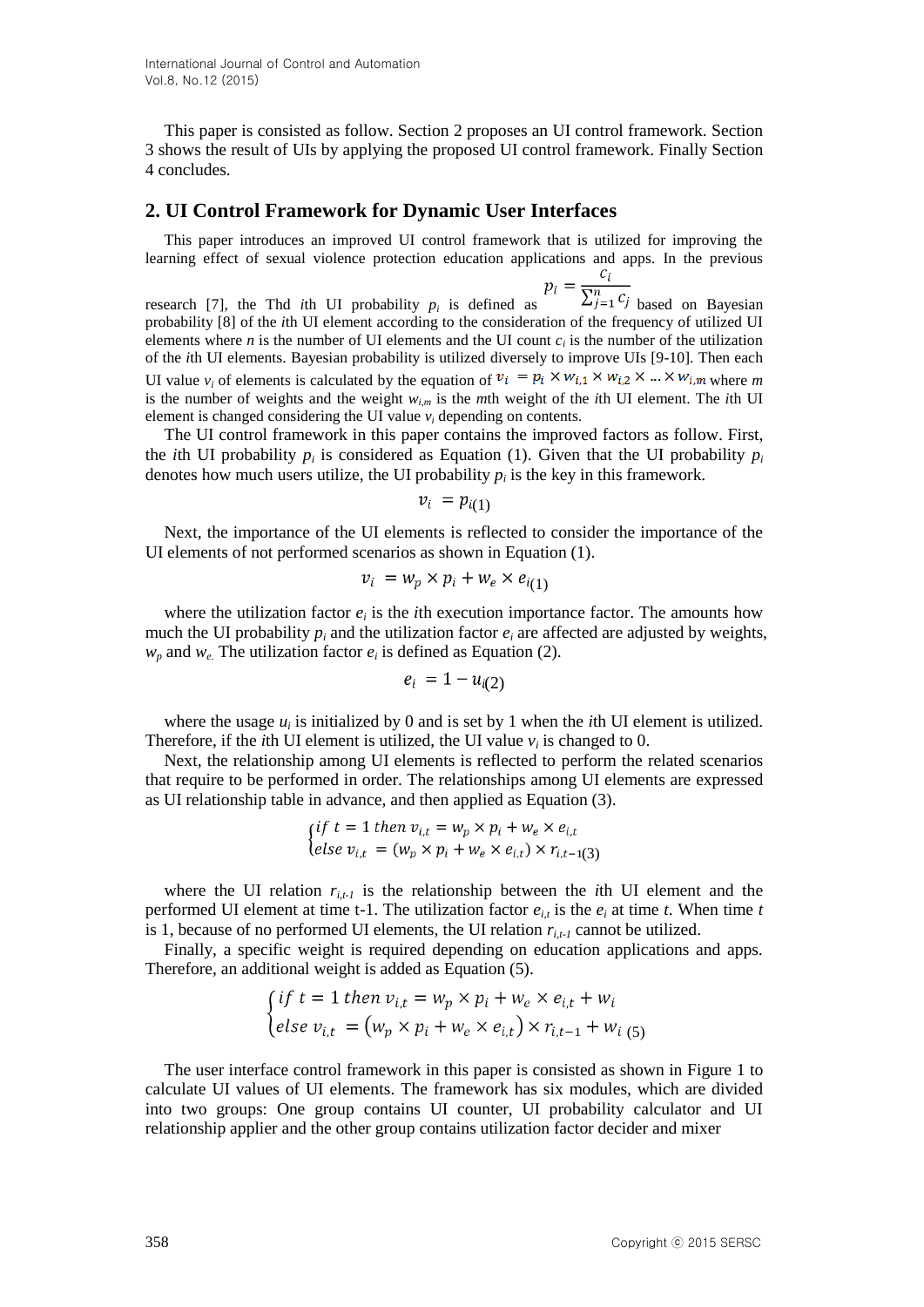This paper is consisted as follow. Section 2 proposes an UI control framework. Section 3 shows the result of UIs by applying the proposed UI control framework. Finally Section 4 concludes.

## 2. UI Control Framework for Dynamic User Interfaces

This paper introduces an improved UI control framework that is utilized for improving the learning effect of sexual violence protection education applications and apps. In the previous research [7], the Thd *i*th UI probability $p_i$ is defined as $p_i = \frac{c_i}{\sum_{j=1}^{n} c_j}$ based on Bayesian probability [8] of the *i*th UI element according to the consideration of the frequency of utilized UI elements where $n$ is the number of UI elements and the UI count $c_i$ is the number of the utilization of the *i*th UI elements. Bayesian probability is utilized diversely to improve UIs [9-10]. Then each UI value $v_i$ of elements is calculated by the equation of $v_i = p_i \times w_{i,1} \times w_{i,2} \times \ldots \times w_{i,m}$ where $m$ is the number of weights and the weight $w_{i,m}$ is the $m$th weight of the *i*th UI element. The *i*th UI element is changed considering the UI value $v_i$ depending on contents.

The UI control framework in this paper contains the improved factors as follow. First, the *i*th UI probability $p_i$ is considered as Equation (1). Given that the UI probability $p_i$ denotes how much users utilize, the UI probability $p_i$ is the key in this framework.

$$v_i = p_i \quad (1)$$

Next, the importance of the UI elements is reflected to consider the importance of the UI elements of not performed scenarios as shown in Equation (1).

$$v_i = w_p \times p_i + w_e \times e_i \quad (1)$$

where the utilization factor $e_i$ is the *i*th execution importance factor. The amounts how much the UI probability $p_i$ and the utilization factor $e_i$ are affected are adjusted by weights, $w_p$ and $w_e$. The utilization factor $e_i$ is defined as Equation (2).

$$e_i = 1 - u_i \quad (2)$$

where the usage $u_i$ is initialized by 0 and is set by 1 when the *i*th UI element is utilized. Therefore, if the *i*th UI element is utilized, the UI value $v_i$ is changed to 0.

Next, the relationship among UI elements is reflected to perform the related scenarios that require to be performed in order. The relationships among UI elements are expressed as UI relationship table in advance, and then applied as Equation (3).

$$\begin{cases} if\ t = 1\ then\ v_{i,t} = w_p \times p_i + w_e \times e_{i,t} \\ else\ v_{i,t} = (w_p \times p_i + w_e \times e_{i,t}) \times r_{i,t-1} \end{cases} \quad (3)$$

where the UI relation $r_{i,t-1}$ is the relationship between the *i*th UI element and the performed UI element at time t-1. The utilization factor $e_{i,t}$ is the $e_i$ at time $t$. When time $t$ is 1, because of no performed UI elements, the UI relation $r_{i,t-1}$ cannot be utilized.

Finally, a specific weight is required depending on education applications and apps. Therefore, an additional weight is added as Equation (5).

$$\begin{cases} if\ t = 1\ then\ v_{i,t} = w_p \times p_i + w_e \times e_{i,t} + w_i \\ else\ v_{i,t} = (w_p \times p_i + w_e \times e_{i,t}) \times r_{i,t-1} + w_i \end{cases} \quad (5)$$

The user interface control framework in this paper is consisted as shown in Figure 1 to calculate UI values of UI elements. The framework has six modules, which are divided into two groups: One group contains UI counter, UI probability calculator and UI relationship applier and the other group contains utilization factor decider and mixer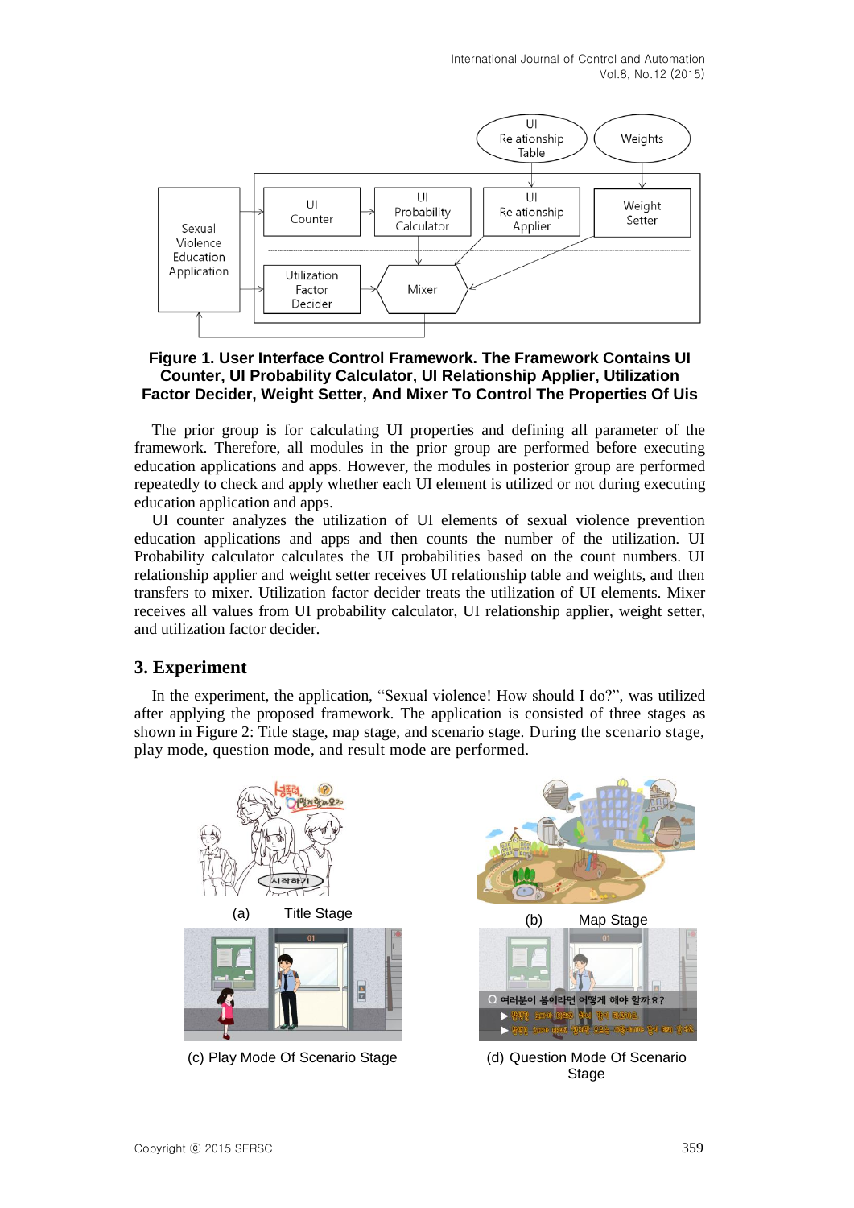**Figure 1. User Interface Control Framework. The Framework Contains UI Counter, UI Probability Calculator, UI Relationship Applier, Utilization Factor Decider, Weight Setter, And Mixer To Control The Properties Of Uis**

The prior group is for calculating UI properties and defining all parameter of the framework. Therefore, all modules in the prior group are performed before executing education applications and apps. However, the modules in posterior group are performed repeatedly to check and apply whether each UI element is utilized or not during executing education application and apps.

UI counter analyzes the utilization of UI elements of sexual violence prevention education applications and apps and then counts the number of the utilization. UI Probability calculator calculates the UI probabilities based on the count numbers. UI relationship applier and weight setter receives UI relationship table and weights, and then transfers to mixer. Utilization factor decider treats the utilization of UI elements. Mixer receives all values from UI probability calculator, UI relationship applier, weight setter, and utilization factor decider.

## 3. Experiment

In the experiment, the application, "Sexual violence! How should I do?", was utilized after applying the proposed framework. The application is consisted of three stages as shown in Figure 2: Title stage, map stage, and scenario stage. During the scenario stage, play mode, question mode, and result mode are performed.

(a) Title Stage

(b) Map Stage

(c) Play Mode Of Scenario Stage

(d) Question Mode Of Scenario Stage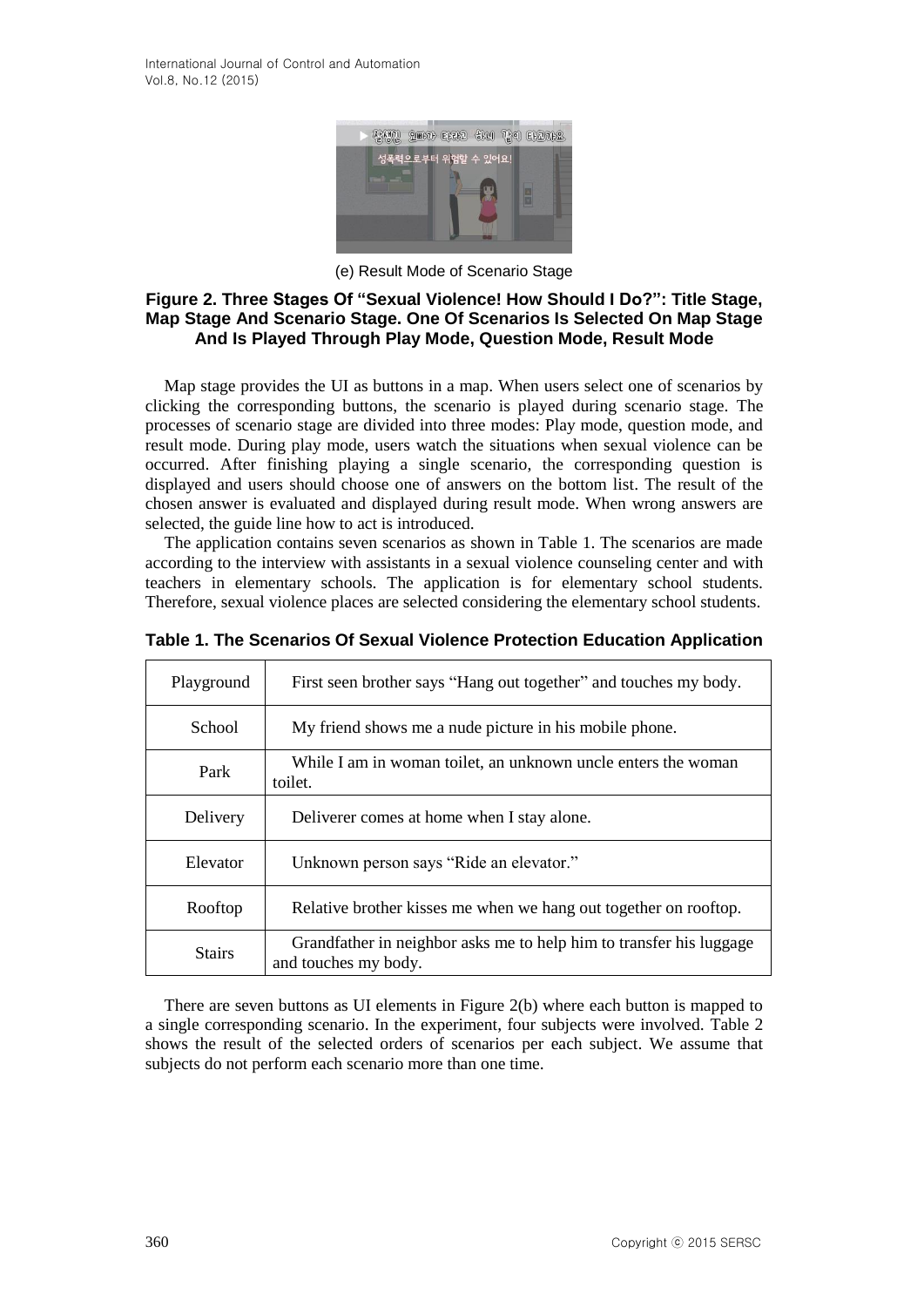(e) Result Mode of Scenario Stage

**Figure 2. Three Stages Of "Sexual Violence! How Should I Do?": Title Stage, Map Stage And Scenario Stage. One Of Scenarios Is Selected On Map Stage And Is Played Through Play Mode, Question Mode, Result Mode**

Map stage provides the UI as buttons in a map. When users select one of scenarios by clicking the corresponding buttons, the scenario is played during scenario stage. The processes of scenario stage are divided into three modes: Play mode, question mode, and result mode. During play mode, users watch the situations when sexual violence can be occurred. After finishing playing a single scenario, the corresponding question is displayed and users should choose one of answers on the bottom list. The result of the chosen answer is evaluated and displayed during result mode. When wrong answers are selected, the guide line how to act is introduced.

The application contains seven scenarios as shown in Table 1. The scenarios are made according to the interview with assistants in a sexual violence counseling center and with teachers in elementary schools. The application is for elementary school students. Therefore, sexual violence places are selected considering the elementary school students.

**Table 1. The Scenarios Of Sexual Violence Protection Education Application**

| | |
|---|---|
| Playground | First seen brother says "Hang out together" and touches my body. |
| School | My friend shows me a nude picture in his mobile phone. |
| Park | While I am in woman toilet, an unknown uncle enters the woman toilet. |
| Delivery | Deliverer comes at home when I stay alone. |
| Elevator | Unknown person says "Ride an elevator." |
| Rooftop | Relative brother kisses me when we hang out together on rooftop. |
| Stairs | Grandfather in neighbor asks me to help him to transfer his luggage and touches my body. |

There are seven buttons as UI elements in Figure 2(b) where each button is mapped to a single corresponding scenario. In the experiment, four subjects were involved. Table 2 shows the result of the selected orders of scenarios per each subject. We assume that subjects do not perform each scenario more than one time.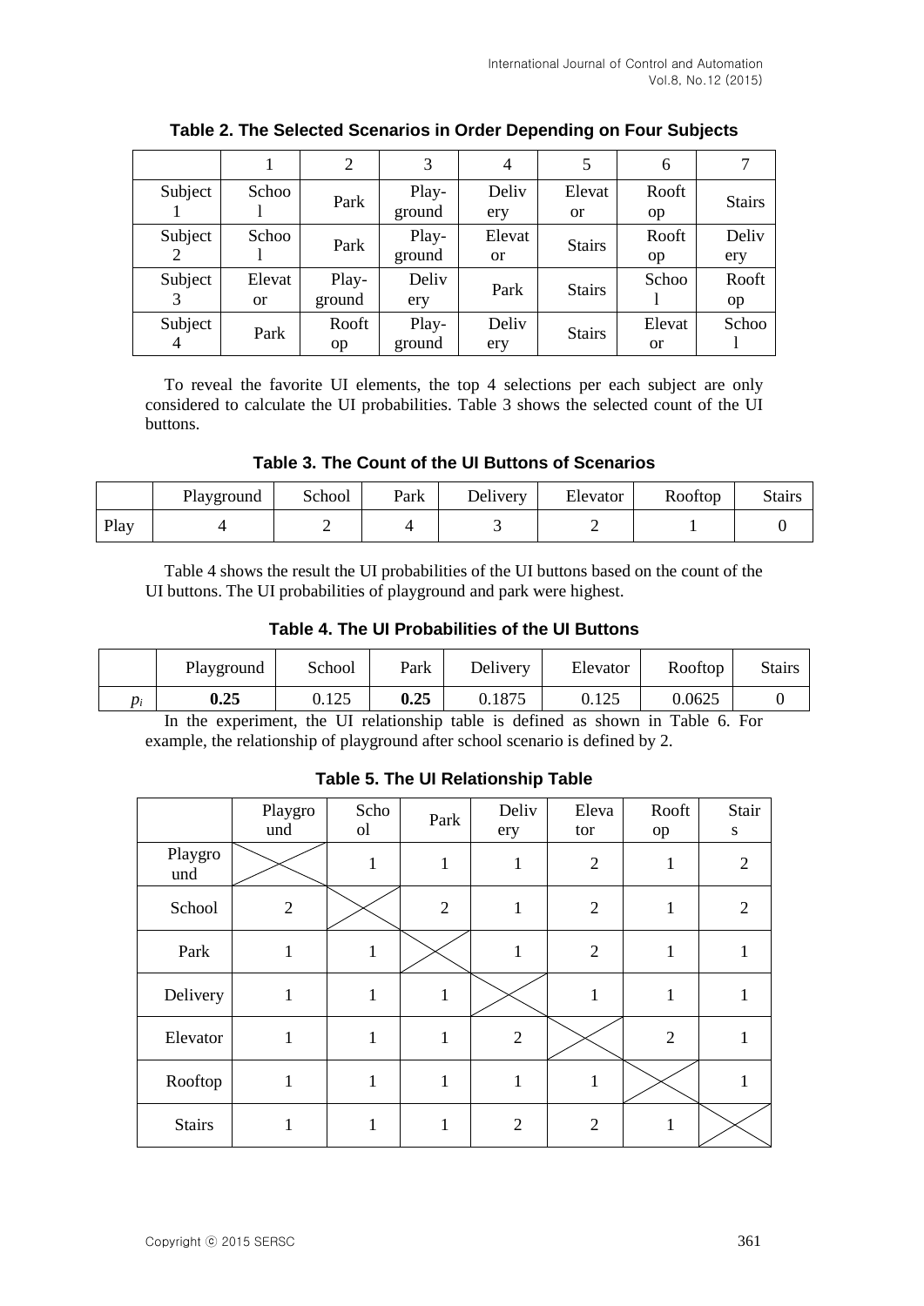**Table 2. The Selected Scenarios in Order Depending on Four Subjects**

| | 1 | 2 | 3 | 4 | 5 | 6 | 7 |
|---|---|---|---|---|---|---|---|
| Subject 1 | School | Park | Play-ground | Delivery | Elevator | Rooftop | Stairs |
| Subject 2 | School | Park | Play-ground | Elevator | Stairs | Rooftop | Delivery |
| Subject 3 | Elevator | Play-ground | Delivery | Park | Stairs | School | Rooftop |
| Subject 4 | Park | Rooftop | Play-ground | Delivery | Stairs | Elevator | School |

To reveal the favorite UI elements, the top 4 selections per each subject are only considered to calculate the UI probabilities. Table 3 shows the selected count of the UI buttons.

**Table 3. The Count of the UI Buttons of Scenarios**

| | Playground | School | Park | Delivery | Elevator | Rooftop | Stairs |
|---|---|---|---|---|---|---|---|
| Play | 4 | 2 | 4 | 3 | 2 | 1 | 0 |

Table 4 shows the result the UI probabilities of the UI buttons based on the count of the UI buttons. The UI probabilities of playground and park were highest.

**Table 4. The UI Probabilities of the UI Buttons**

| | Playground | School | Park | Delivery | Elevator | Rooftop | Stairs |
|---|---|---|---|---|---|---|---|
| $p_i$ | **0.25** | 0.125 | **0.25** | 0.1875 | 0.125 | 0.0625 | 0 |

In the experiment, the UI relationship table is defined as shown in Table 6. For example, the relationship of playground after school scenario is defined by 2.

**Table 5. The UI Relationship Table**

| | Playground | School | Park | Delivery | Elevator | Rooftop | Stairs |
|---|---|---|---|---|---|---|---|
| Playground | | 1 | 1 | 1 | 2 | 1 | 2 |
| School | 2 | | 2 | 1 | 2 | 1 | 2 |
| Park | 1 | 1 | | 1 | 2 | 1 | 1 |
| Delivery | 1 | 1 | 1 | | 1 | 1 | 1 |
| Elevator | 1 | 1 | 1 | 2 | | 2 | 1 |
| Rooftop | 1 | 1 | 1 | 1 | 1 | | 1 |
| Stairs | 1 | 1 | 1 | 2 | 2 | 1 | |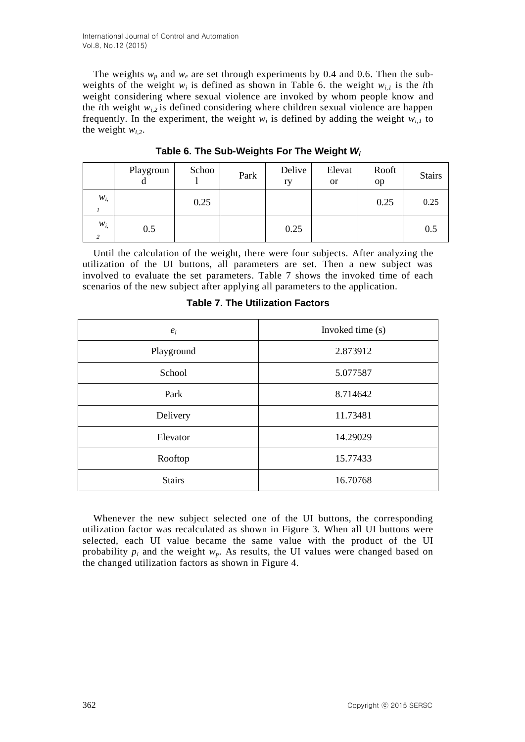The weights $w_p$ and $w_e$ are set through experiments by 0.4 and 0.6. Then the sub-weights of the weight $w_i$ is defined as shown in Table 6. the weight $w_{i,1}$ is the *i*th weight considering where sexual violence are invoked by whom people know and the *i*th weight $w_{i,2}$ is defined considering where children sexual violence are happen frequently. In the experiment, the weight $w_i$ is defined by adding the weight $w_{i,1}$ to the weight $w_{i,2}$.

**Table 6. The Sub-Weights For The Weight $W_i$**

| | Playground | School | Park | Delivery | Elevator | Rooftop | Stairs |
|---|---|---|---|---|---|---|---|
| $w_{i,1}$ | | 0.25 | | | | 0.25 | 0.25 |
| $w_{i,2}$ | 0.5 | | | 0.25 | | | 0.5 |

Until the calculation of the weight, there were four subjects. After analyzing the utilization of the UI buttons, all parameters are set. Then a new subject was involved to evaluate the set parameters. Table 7 shows the invoked time of each scenarios of the new subject after applying all parameters to the application.

**Table 7. The Utilization Factors**

| $e_i$ | Invoked time (s) |
|---|---|
| Playground | 2.873912 |
| School | 5.077587 |
| Park | 8.714642 |
| Delivery | 11.73481 |
| Elevator | 14.29029 |
| Rooftop | 15.77433 |
| Stairs | 16.70768 |

Whenever the new subject selected one of the UI buttons, the corresponding utilization factor was recalculated as shown in Figure 3. When all UI buttons were selected, each UI value became the same value with the product of the UI probability $p_i$ and the weight $w_p$. As results, the UI values were changed based on the changed utilization factors as shown in Figure 4.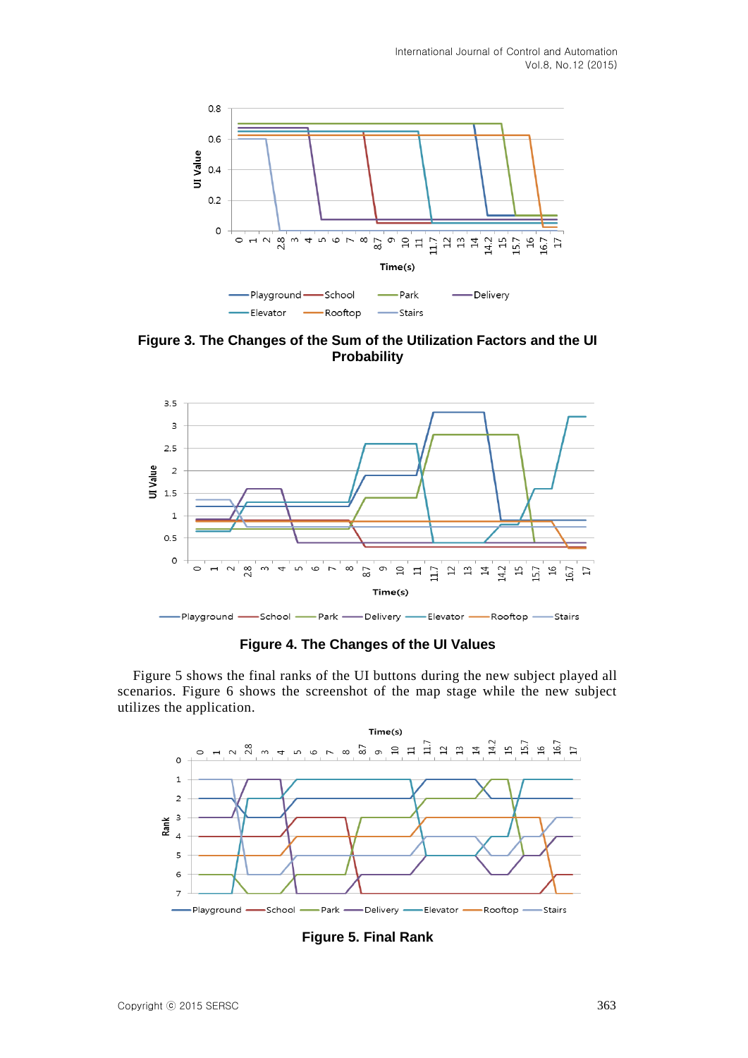**Figure 3. The Changes of the Sum of the Utilization Factors and the UI Probability**

**Figure 4. The Changes of the UI Values**

Figure 5 shows the final ranks of the UI buttons during the new subject played all scenarios. Figure 6 shows the screenshot of the map stage while the new subject utilizes the application.

**Figure 5. Final Rank**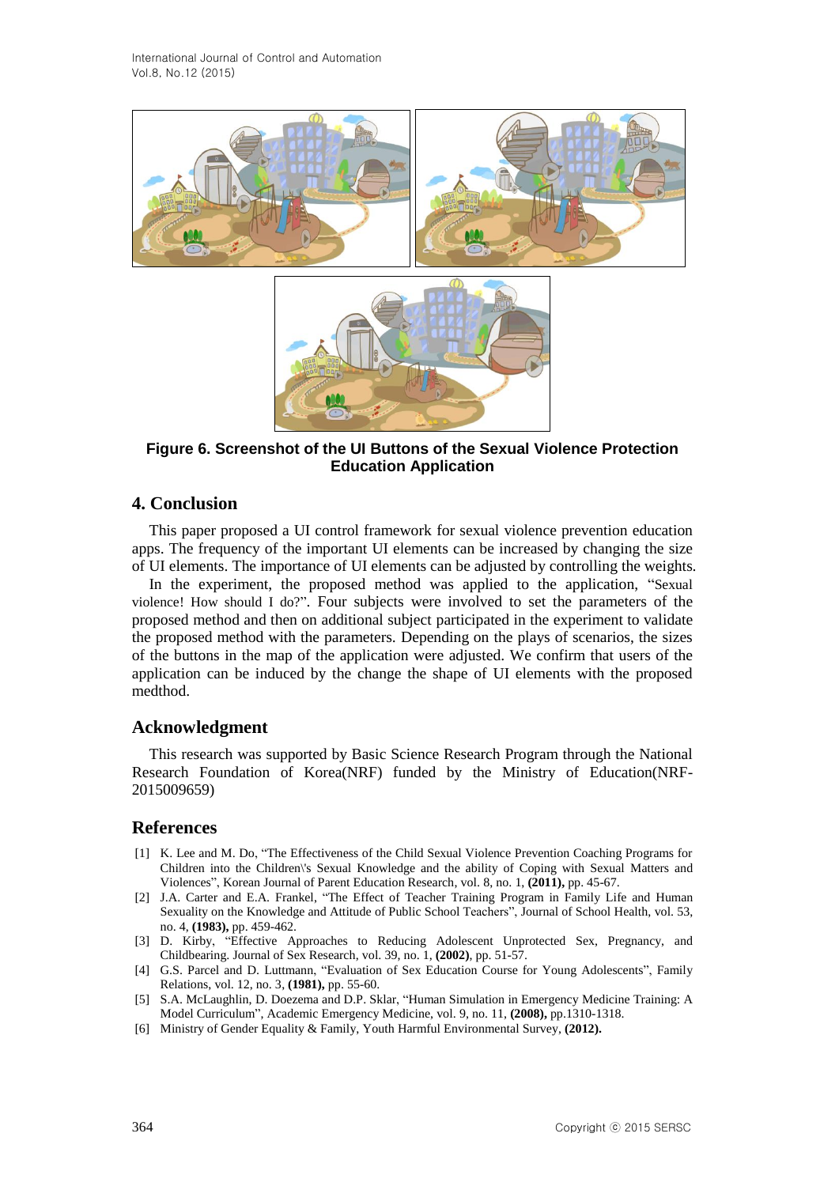**Figure 6. Screenshot of the UI Buttons of the Sexual Violence Protection Education Application**

## 4. Conclusion

This paper proposed a UI control framework for sexual violence prevention education apps. The frequency of the important UI elements can be increased by changing the size of UI elements. The importance of UI elements can be adjusted by controlling the weights.

In the experiment, the proposed method was applied to the application, "Sexual violence! How should I do?". Four subjects were involved to set the parameters of the proposed method and then on additional subject participated in the experiment to validate the proposed method with the parameters. Depending on the plays of scenarios, the sizes of the buttons in the map of the application were adjusted. We confirm that users of the application can be induced by the change the shape of UI elements with the proposed medthod.

## Acknowledgment

This research was supported by Basic Science Research Program through the National Research Foundation of Korea(NRF) funded by the Ministry of Education(NRF-2015009659)

## References

[1] K. Lee and M. Do, "The Effectiveness of the Child Sexual Violence Prevention Coaching Programs for Children into the Children\'s Sexual Knowledge and the ability of Coping with Sexual Matters and Violences", Korean Journal of Parent Education Research, vol. 8, no. 1, **(2011),** pp. 45-67.

[2] J.A. Carter and E.A. Frankel, "The Effect of Teacher Training Program in Family Life and Human Sexuality on the Knowledge and Attitude of Public School Teachers", Journal of School Health, vol. 53, no. 4, **(1983),** pp. 459-462.

[3] D. Kirby, "Effective Approaches to Reducing Adolescent Unprotected Sex, Pregnancy, and Childbearing. Journal of Sex Research, vol. 39, no. 1, **(2002)**, pp. 51-57.

[4] G.S. Parcel and D. Luttmann, "Evaluation of Sex Education Course for Young Adolescents", Family Relations, vol. 12, no. 3, **(1981),** pp. 55-60.

[5] S.A. McLaughlin, D. Doezema and D.P. Sklar, "Human Simulation in Emergency Medicine Training: A Model Curriculum", Academic Emergency Medicine, vol. 9, no. 11, **(2008),** pp.1310-1318.

[6] Ministry of Gender Equality & Family, Youth Harmful Environmental Survey, **(2012).**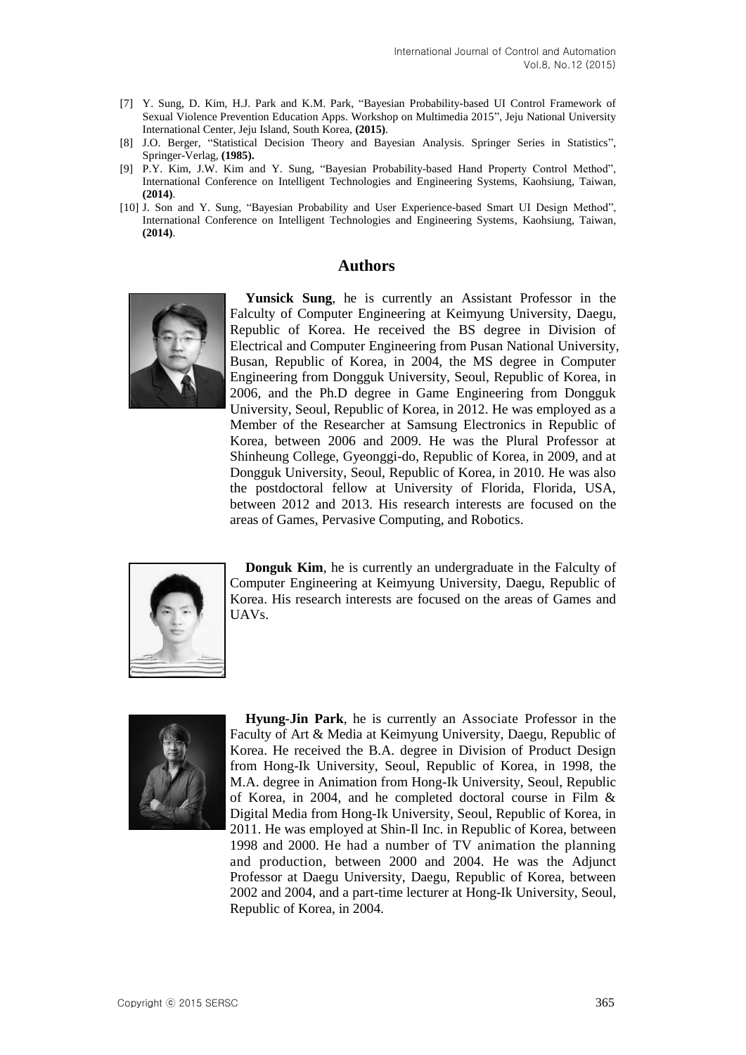[7] Y. Sung, D. Kim, H.J. Park and K.M. Park, "Bayesian Probability-based UI Control Framework of Sexual Violence Prevention Education Apps. Workshop on Multimedia 2015", Jeju National University International Center, Jeju Island, South Korea, **(2015)**.

[8] J.O. Berger, "Statistical Decision Theory and Bayesian Analysis. Springer Series in Statistics", Springer-Verlag, **(1985).**

[9] P.Y. Kim, J.W. Kim and Y. Sung, "Bayesian Probability-based Hand Property Control Method", International Conference on Intelligent Technologies and Engineering Systems, Kaohsiung, Taiwan, **(2014)**.

[10] J. Son and Y. Sung, "Bayesian Probability and User Experience-based Smart UI Design Method", International Conference on Intelligent Technologies and Engineering Systems, Kaohsiung, Taiwan, **(2014)**.

## Authors

**Yunsick Sung**, he is currently an Assistant Professor in the Falculty of Computer Engineering at Keimyung University, Daegu, Republic of Korea. He received the BS degree in Division of Electrical and Computer Engineering from Pusan National University, Busan, Republic of Korea, in 2004, the MS degree in Computer Engineering from Dongguk University, Seoul, Republic of Korea, in 2006, and the Ph.D degree in Game Engineering from Dongguk University, Seoul, Republic of Korea, in 2012. He was employed as a Member of the Researcher at Samsung Electronics in Republic of Korea, between 2006 and 2009. He was the Plural Professor at Shinheung College, Gyeonggi-do, Republic of Korea, in 2009, and at Dongguk University, Seoul, Republic of Korea, in 2010. He was also the postdoctoral fellow at University of Florida, Florida, USA, between 2012 and 2013. His research interests are focused on the areas of Games, Pervasive Computing, and Robotics.

**Donguk Kim**, he is currently an undergraduate in the Falculty of Computer Engineering at Keimyung University, Daegu, Republic of Korea. His research interests are focused on the areas of Games and UAVs.

**Hyung-Jin Park**, he is currently an Associate Professor in the Faculty of Art & Media at Keimyung University, Daegu, Republic of Korea. He received the B.A. degree in Division of Product Design from Hong-Ik University, Seoul, Republic of Korea, in 1998, the M.A. degree in Animation from Hong-Ik University, Seoul, Republic of Korea, in 2004, and he completed doctoral course in Film & Digital Media from Hong-Ik University, Seoul, Republic of Korea, in 2011. He was employed at Shin-Il Inc. in Republic of Korea, between 1998 and 2000. He had a number of TV animation the planning and production, between 2000 and 2004. He was the Adjunct Professor at Daegu University, Daegu, Republic of Korea, between 2002 and 2004, and a part-time lecturer at Hong-Ik University, Seoul, Republic of Korea, in 2004.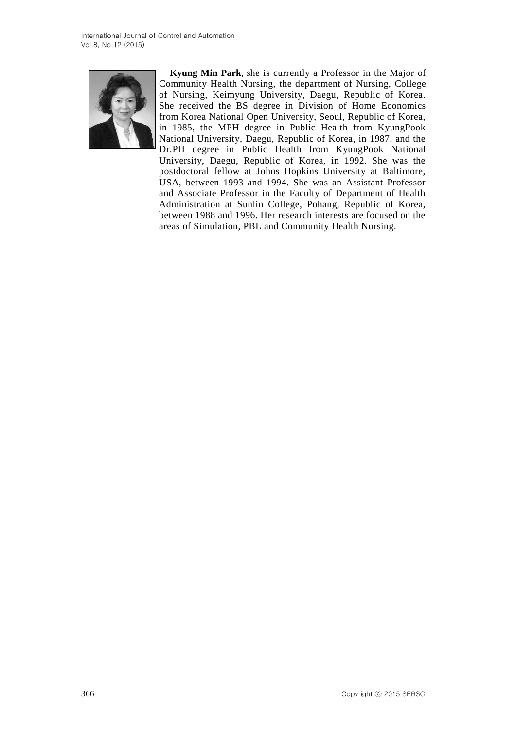**Kyung Min Park**, she is currently a Professor in the Major of Community Health Nursing, the department of Nursing, College of Nursing, Keimyung University, Daegu, Republic of Korea. She received the BS degree in Division of Home Economics from Korea National Open University, Seoul, Republic of Korea, in 1985, the MPH degree in Public Health from KyungPook National University, Daegu, Republic of Korea, in 1987, and the Dr.PH degree in Public Health from KyungPook National University, Daegu, Republic of Korea, in 1992. She was the postdoctoral fellow at Johns Hopkins University at Baltimore, USA, between 1993 and 1994. She was an Assistant Professor and Associate Professor in the Faculty of Department of Health Administration at Sunlin College, Pohang, Republic of Korea, between 1988 and 1996. Her research interests are focused on the areas of Simulation, PBL and Community Health Nursing.